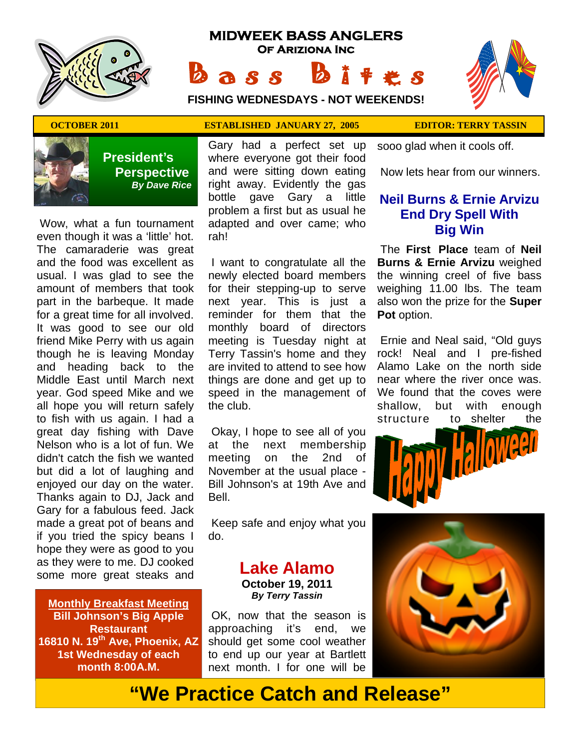# MIDWEEK BASS ANGLERS

**OF ARIZIONA INC**

# Bass Bites

**FISHING WEDNESDAYS - NOT WEEKENDS!**

**OCTOBER 2011** | **ESTABLISHED JANUARY 27, 2005** | **EDITOR: TERRY TASSIN**

## President's Perspective

***By Dave Rice***

Wow, what a fun tournament even though it was a 'little' hot. The camaraderie was great and the food was excellent as usual. I was glad to see the amount of members that took part in the barbeque. It made for a great time for all involved. It was good to see our old friend Mike Perry with us again though he is leaving Monday and heading back to the Middle East until March next year. God speed Mike and we all hope you will return safely to fish with us again. I had a great day fishing with Dave Nelson who is a lot of fun. We didn't catch the fish we wanted but did a lot of laughing and enjoyed our day on the water. Thanks again to DJ, Jack and Gary for a fabulous feed. Jack made a great pot of beans and if you tried the spicy beans I hope they were as good to you as they were to me. DJ cooked some more great steaks and Gary had a perfect set up where everyone got their food and were sitting down eating right away. Evidently the gas bottle gave Gary a little problem a first but as usual he adapted and over came; who rah!

I want to congratulate all the newly elected board members for their stepping-up to serve next year. This is just a reminder for them that the monthly board of directors meeting is Tuesday night at Terry Tassin's home and they are invited to attend to see how things are done and get up to speed in the management of the club.

Okay, I hope to see all of you at the next membership meeting on the 2nd of November at the usual place - Bill Johnson's at 19th Ave and Bell.

Keep safe and enjoy what you do.

**Monthly Breakfast Meeting**
**Bill Johnson's Big Apple Restaurant**
**16810 N. 19th Ave, Phoenix, AZ**
**1st Wednesday of each month 8:00A.M.**

## Lake Alamo

**October 19, 2011**

***By Terry Tassin***

OK, now that the season is approaching it's end, we should get some cool weather to end up our year at Bartlett next month. I for one will be sooo glad when it cools off.

Now lets hear from our winners.

### Neil Burns & Ernie Arvizu End Dry Spell With Big Win

The **First Place** team of **Neil Burns & Ernie Arvizu** weighed the winning creel of five bass weighing 11.00 lbs. The team also won the prize for the **Super Pot** option.

Ernie and Neal said, "Old guys rock! Neal and I pre-fished Alamo Lake on the north side near where the river once was. We found that the coves were shallow, but with enough structure to shelter the

Happy Halloween

**"We Practice Catch and Release"**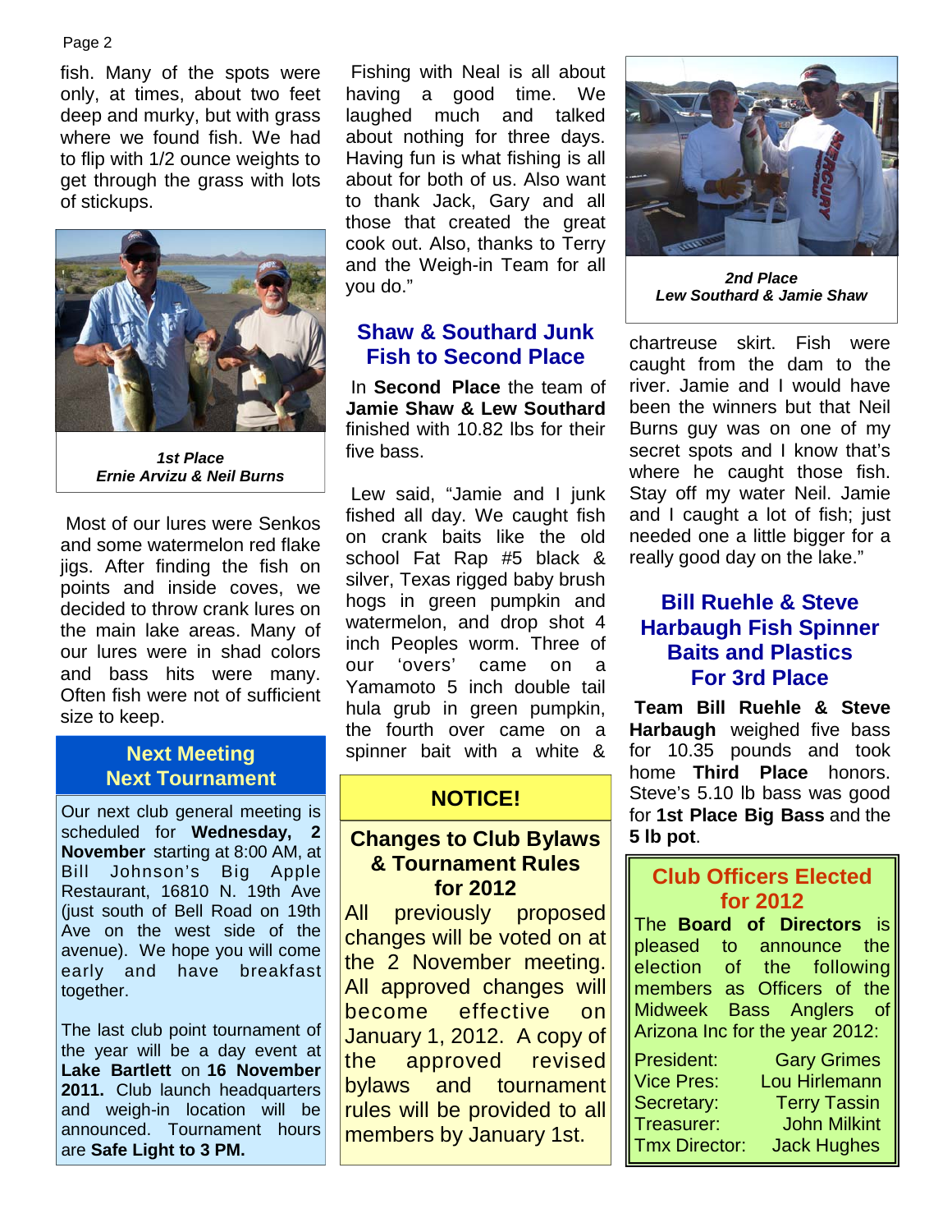fish. Many of the spots were only, at times, about two feet deep and murky, but with grass where we found fish. We had to flip with 1/2 ounce weights to get through the grass with lots of stickups.

***1st Place***
***Ernie Arvizu & Neil Burns***

Most of our lures were Senkos and some watermelon red flake jigs. After finding the fish on points and inside coves, we decided to throw crank lures on the main lake areas. Many of our lures were in shad colors and bass hits were many. Often fish were not of sufficient size to keep.

## Next Meeting Next Tournament

Our next club general meeting is scheduled for **Wednesday, 2 November** starting at 8:00 AM, at Bill Johnson's Big Apple Restaurant, 16810 N. 19th Ave (just south of Bell Road on 19th Ave on the west side of the avenue). We hope you will come early and have breakfast together.

The last club point tournament of the year will be a day event at **Lake Bartlett** on **16 November 2011.** Club launch headquarters and weigh-in location will be announced. Tournament hours are **Safe Light to 3 PM.**

Fishing with Neal is all about having a good time. We laughed much and talked about nothing for three days. Having fun is what fishing is all about for both of us. Also want to thank Jack, Gary and all those that created the great cook out. Also, thanks to Terry and the Weigh-in Team for all you do."

## Shaw & Southard Junk Fish to Second Place

In **Second Place** the team of **Jamie Shaw & Lew Southard** finished with 10.82 lbs for their five bass.

Lew said, "Jamie and I junk fished all day. We caught fish on crank baits like the old school Fat Rap #5 black & silver, Texas rigged baby brush hogs in green pumpkin and watermelon, and drop shot 4 inch Peoples worm. Three of our 'overs' came on a Yamamoto 5 inch double tail hula grub in green pumpkin, the fourth over came on a spinner bait with a white & chartreuse skirt. Fish were caught from the dam to the river. Jamie and I would have been the winners but that Neil Burns guy was on one of my secret spots and I know that's where he caught those fish. Stay off my water Neil. Jamie and I caught a lot of fish; just needed one a little bigger for a really good day on the lake."

## NOTICE!

### Changes to Club Bylaws & Tournament Rules for 2012

All previously proposed changes will be voted on at the 2 November meeting. All approved changes will become effective on January 1, 2012. A copy of the approved revised bylaws and tournament rules will be provided to all members by January 1st.

***2nd Place***
***Lew Southard & Jamie Shaw***

## Bill Ruehle & Steve Harbaugh Fish Spinner Baits and Plastics For 3rd Place

**Team Bill Ruehle & Steve Harbaugh** weighed five bass for 10.35 pounds and took home **Third Place** honors. Steve's 5.10 lb bass was good for **1st Place Big Bass** and the **5 lb pot**.

## Club Officers Elected for 2012

The **Board of Directors** is pleased to announce the election of the following members as Officers of the Midweek Bass Anglers of Arizona Inc for the year 2012:

| | |
|---|---|
| President: | Gary Grimes |
| Vice Pres: | Lou Hirlemann |
| Secretary: | Terry Tassin |
| Treasurer: | John Milkint |
| Tmx Director: | Jack Hughes |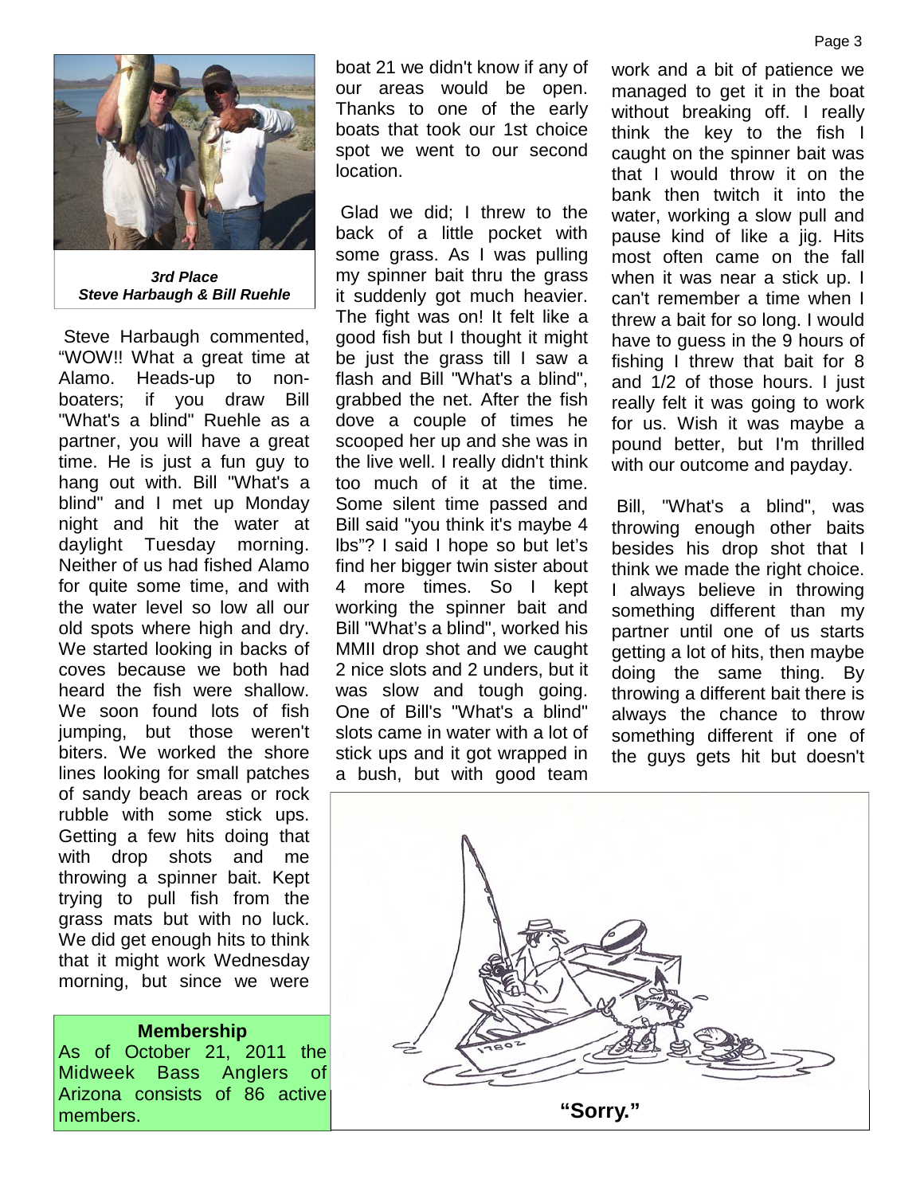*3rd Place*
*Steve Harbaugh & Bill Ruehle*

Steve Harbaugh commented, "WOW!! What a great time at Alamo. Heads-up to non-boaters; if you draw Bill "What's a blind" Ruehle as a partner, you will have a great time. He is just a fun guy to hang out with. Bill "What's a blind" and I met up Monday night and hit the water at daylight Tuesday morning. Neither of us had fished Alamo for quite some time, and with the water level so low all our old spots where high and dry. We started looking in backs of coves because we both had heard the fish were shallow. We soon found lots of fish jumping, but those weren't biters. We worked the shore lines looking for small patches of sandy beach areas or rock rubble with some stick ups. Getting a few hits doing that with drop shots and me throwing a spinner bait. Kept trying to pull fish from the grass mats but with no luck. We did get enough hits to think that it might work Wednesday morning, but since we were boat 21 we didn't know if any of our areas would be open. Thanks to one of the early boats that took our 1st choice spot we went to our second location.

Glad we did; I threw to the back of a little pocket with some grass. As I was pulling my spinner bait thru the grass it suddenly got much heavier. The fight was on! It felt like a good fish but I thought it might be just the grass till I saw a flash and Bill "What's a blind", grabbed the net. After the fish dove a couple of times he scooped her up and she was in the live well. I really didn't think too much of it at the time. Some silent time passed and Bill said "you think it's maybe 4 lbs"? I said I hope so but let's find her bigger twin sister about 4 more times. So I kept working the spinner bait and Bill "What's a blind", worked his MMII drop shot and we caught 2 nice slots and 2 unders, but it was slow and tough going. One of Bill's "What's a blind" slots came in water with a lot of stick ups and it got wrapped in a bush, but with good team work and a bit of patience we managed to get it in the boat without breaking off. I really think the key to the fish I caught on the spinner bait was that I would throw it on the bank then twitch it into the water, working a slow pull and pause kind of like a jig. Hits most often came on the fall when it was near a stick up. I can't remember a time when I threw a bait for so long. I would have to guess in the 9 hours of fishing I threw that bait for 8 and 1/2 of those hours. I just really felt it was going to work for us. Wish it was maybe a pound better, but I'm thrilled with our outcome and payday.

Bill, "What's a blind", was throwing enough other baits besides his drop shot that I think we made the right choice. I always believe in throwing something different than my partner until one of us starts getting a lot of hits, then maybe doing the same thing. By throwing a different bait there is always the chance to throw something different if one of the guys gets hit but doesn't

**Membership**

As of October 21, 2011 the Midweek Bass Anglers of Arizona consists of 86 active members.

**"Sorry."**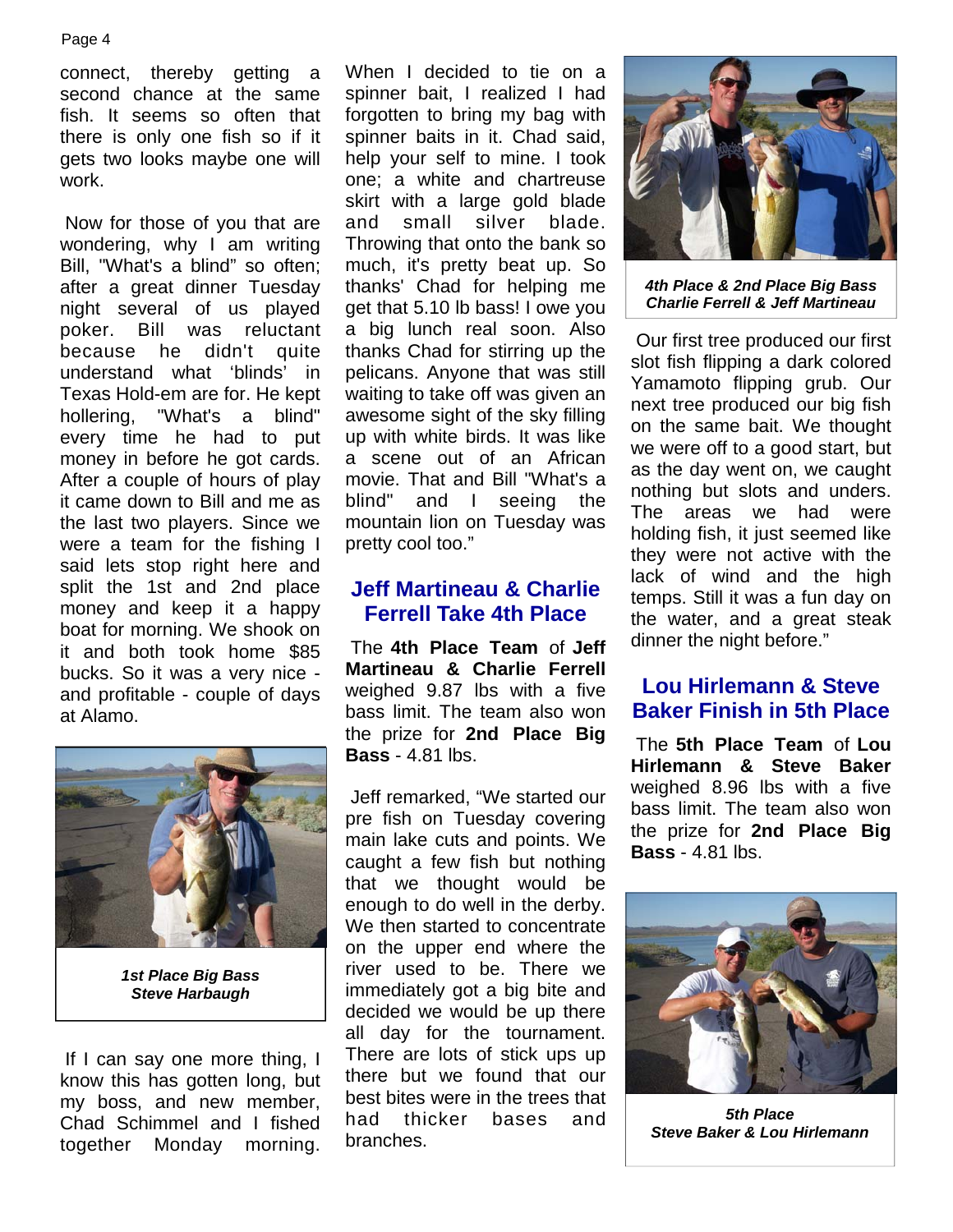connect, thereby getting a second chance at the same fish. It seems so often that there is only one fish so if it gets two looks maybe one will work.

Now for those of you that are wondering, why I am writing Bill, "What's a blind" so often; after a great dinner Tuesday night several of us played poker. Bill was reluctant because he didn't quite understand what 'blinds' in Texas Hold-em are for. He kept hollering, "What's a blind" every time he had to put money in before he got cards. After a couple of hours of play it came down to Bill and me as the last two players. Since we were a team for the fishing I said lets stop right here and split the 1st and 2nd place money and keep it a happy boat for morning. We shook on it and both took home $85 bucks. So it was a very nice - and profitable - couple of days at Alamo.

*1st Place Big Bass*
*Steve Harbaugh*

If I can say one more thing, I know this has gotten long, but my boss, and new member, Chad Schimmel and I fished together Monday morning. When I decided to tie on a spinner bait, I realized I had forgotten to bring my bag with spinner baits in it. Chad said, help your self to mine. I took one; a white and chartreuse skirt with a large gold blade and small silver blade. Throwing that onto the bank so much, it's pretty beat up. So thanks' Chad for helping me get that 5.10 lb bass! I owe you a big lunch real soon. Also thanks Chad for stirring up the pelicans. Anyone that was still waiting to take off was given an awesome sight of the sky filling up with white birds. It was like a scene out of an African movie. That and Bill "What's a blind" and I seeing the mountain lion on Tuesday was pretty cool too."

## Jeff Martineau & Charlie Ferrell Take 4th Place

The **4th Place Team** of **Jeff Martineau & Charlie Ferrell** weighed 9.87 lbs with a five bass limit. The team also won the prize for **2nd Place Big Bass** - 4.81 lbs.

Jeff remarked, "We started our pre fish on Tuesday covering main lake cuts and points. We caught a few fish but nothing that we thought would be enough to do well in the derby. We then started to concentrate on the upper end where the river used to be. There we immediately got a big bite and decided we would be up there all day for the tournament. There are lots of stick ups up there but we found that our best bites were in the trees that had thicker bases and branches.

*4th Place & 2nd Place Big Bass*
*Charlie Ferrell & Jeff Martineau*

Our first tree produced our first slot fish flipping a dark colored Yamamoto flipping grub. Our next tree produced our big fish on the same bait. We thought we were off to a good start, but as the day went on, we caught nothing but slots and unders. The areas we had were holding fish, it just seemed like they were not active with the lack of wind and the high temps. Still it was a fun day on the water, and a great steak dinner the night before."

## Lou Hirlemann & Steve Baker Finish in 5th Place

The **5th Place Team** of **Lou Hirlemann & Steve Baker** weighed 8.96 lbs with a five bass limit. The team also won the prize for **2nd Place Big Bass** - 4.81 lbs.

*5th Place*
*Steve Baker & Lou Hirlemann*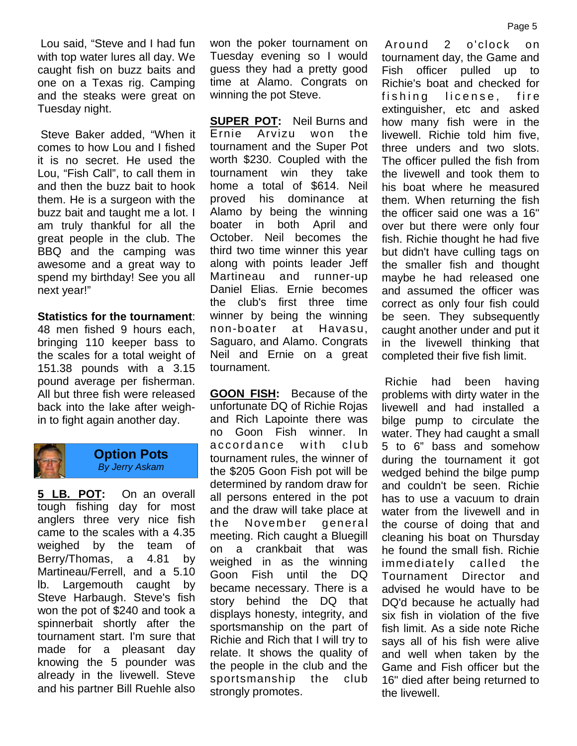Lou said, "Steve and I had fun with top water lures all day. We caught fish on buzz baits and one on a Texas rig. Camping and the steaks were great on Tuesday night.

Steve Baker added, "When it comes to how Lou and I fished it is no secret. He used the Lou, "Fish Call", to call them in and then the buzz bait to hook them. He is a surgeon with the buzz bait and taught me a lot. I am truly thankful for all the great people in the club. The BBQ and the camping was awesome and a great way to spend my birthday! See you all next year!"

**Statistics for the tournament**: 48 men fished 9 hours each, bringing 110 keeper bass to the scales for a total weight of 151.38 pounds with a 3.15 pound average per fisherman. All but three fish were released back into the lake after weigh-in to fight again another day.

## Option Pots

*By Jerry Askam*

**5 LB. POT:** On an overall tough fishing day for most anglers three very nice fish came to the scales with a 4.35 weighed by the team of Berry/Thomas, a 4.81 by Martineau/Ferrell, and a 5.10 lb. Largemouth caught by Steve Harbaugh. Steve's fish won the pot of $240 and took a spinnerbait shortly after the tournament start. I'm sure that made for a pleasant day knowing the 5 pounder was already in the livewell. Steve and his partner Bill Ruehle also won the poker tournament on Tuesday evening so I would guess they had a pretty good time at Alamo. Congrats on winning the pot Steve.

**SUPER POT:** Neil Burns and Ernie Arvizu won the tournament and the Super Pot worth $230. Coupled with the tournament win they take home a total of $614. Neil proved his dominance at Alamo by being the winning boater in both April and October. Neil becomes the third two time winner this year along with points leader Jeff Martineau and runner-up Daniel Elias. Ernie becomes the club's first three time winner by being the winning non-boater at Havasu, Saguaro, and Alamo. Congrats Neil and Ernie on a great tournament.

**GOON FISH:** Because of the unfortunate DQ of Richie Rojas and Rich Lapointe there was no Goon Fish winner. In accordance with club tournament rules, the winner of the $205 Goon Fish pot will be determined by random draw for all persons entered in the pot and the draw will take place at the November general meeting. Rich caught a Bluegill on a crankbait that was weighed in as the winning Goon Fish until the DQ became necessary. There is a story behind the DQ that displays honesty, integrity, and sportsmanship on the part of Richie and Rich that I will try to relate. It shows the quality of the people in the club and the sportsmanship the club strongly promotes.

Around 2 o'clock on tournament day, the Game and Fish officer pulled up to Richie's boat and checked for fishing license, fire extinguisher, etc and asked how many fish were in the livewell. Richie told him five, three unders and two slots. The officer pulled the fish from the livewell and took them to his boat where he measured them. When returning the fish the officer said one was a 16" over but there were only four fish. Richie thought he had five but didn't have culling tags on the smaller fish and thought maybe he had released one and assumed the officer was correct as only four fish could be seen. They subsequently caught another under and put it in the livewell thinking that completed their five fish limit.

Richie had been having problems with dirty water in the livewell and had installed a bilge pump to circulate the water. They had caught a small 5 to 6" bass and somehow during the tournament it got wedged behind the bilge pump and couldn't be seen. Richie has to use a vacuum to drain water from the livewell and in the course of doing that and cleaning his boat on Thursday he found the small fish. Richie immediately called the Tournament Director and advised he would have to be DQ'd because he actually had six fish in violation of the five fish limit. As a side note Riche says all of his fish were alive and well when taken by the Game and Fish officer but the 16" died after being returned to the livewell.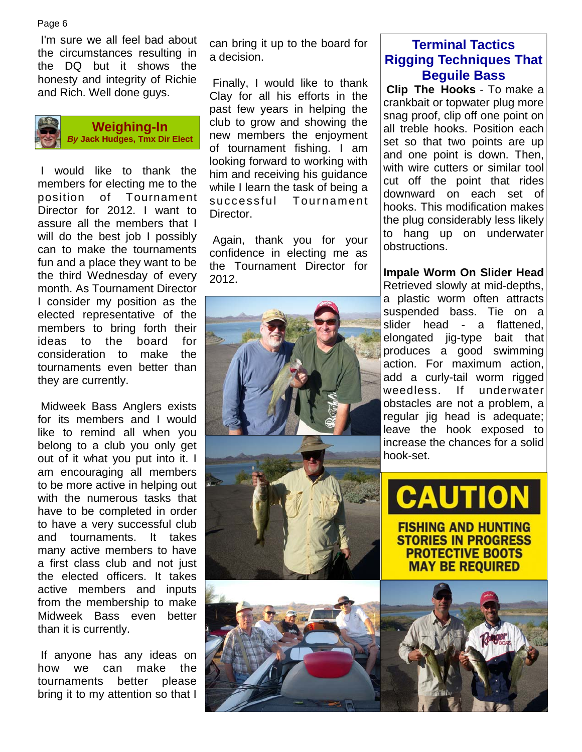I'm sure we all feel bad about the circumstances resulting in the DQ but it shows the honesty and integrity of Richie and Rich. Well done guys.

## Weighing-In

***By* Jack Hudges, Tmx Dir Elect**

I would like to thank the members for electing me to the position of Tournament Director for 2012. I want to assure all the members that I will do the best job I possibly can to make the tournaments fun and a place they want to be the third Wednesday of every month. As Tournament Director I consider my position as the elected representative of the members to bring forth their ideas to the board for consideration to make the tournaments even better than they are currently.

Midweek Bass Anglers exists for its members and I would like to remind all when you belong to a club you only get out of it what you put into it. I am encouraging all members to be more active in helping out with the numerous tasks that have to be completed in order to have a very successful club and tournaments. It takes many active members to have a first class club and not just the elected officers. It takes active members and inputs from the membership to make Midweek Bass even better than it is currently.

If anyone has any ideas on how we can make the tournaments better please bring it to my attention so that I can bring it up to the board for a decision.

Finally, I would like to thank Clay for all his efforts in the past few years in helping the club to grow and showing the new members the enjoyment of tournament fishing. I am looking forward to working with him and receiving his guidance while I learn the task of being a successful Tournament Director.

Again, thank you for your confidence in electing me as the Tournament Director for 2012.

## Terminal Tactics Rigging Techniques That Beguile Bass

**Clip The Hooks** - To make a crankbait or topwater plug more snag proof, clip off one point on all treble hooks. Position each set so that two points are up and one point is down. Then, with wire cutters or similar tool cut off the point that rides downward on each set of hooks. This modification makes the plug considerably less likely to hang up on underwater obstructions.

**Impale Worm On Slider Head** Retrieved slowly at mid-depths, a plastic worm often attracts suspended bass. Tie on a slider head - a flattened, elongated jig-type bait that produces a good swimming action. For maximum action, add a curly-tail worm rigged weedless. If underwater obstacles are not a problem, a regular jig head is adequate; leave the hook exposed to increase the chances for a solid hook-set.

**CAUTION**

**FISHING AND HUNTING STORIES IN PROGRESS PROTECTIVE BOOTS MAY BE REQUIRED**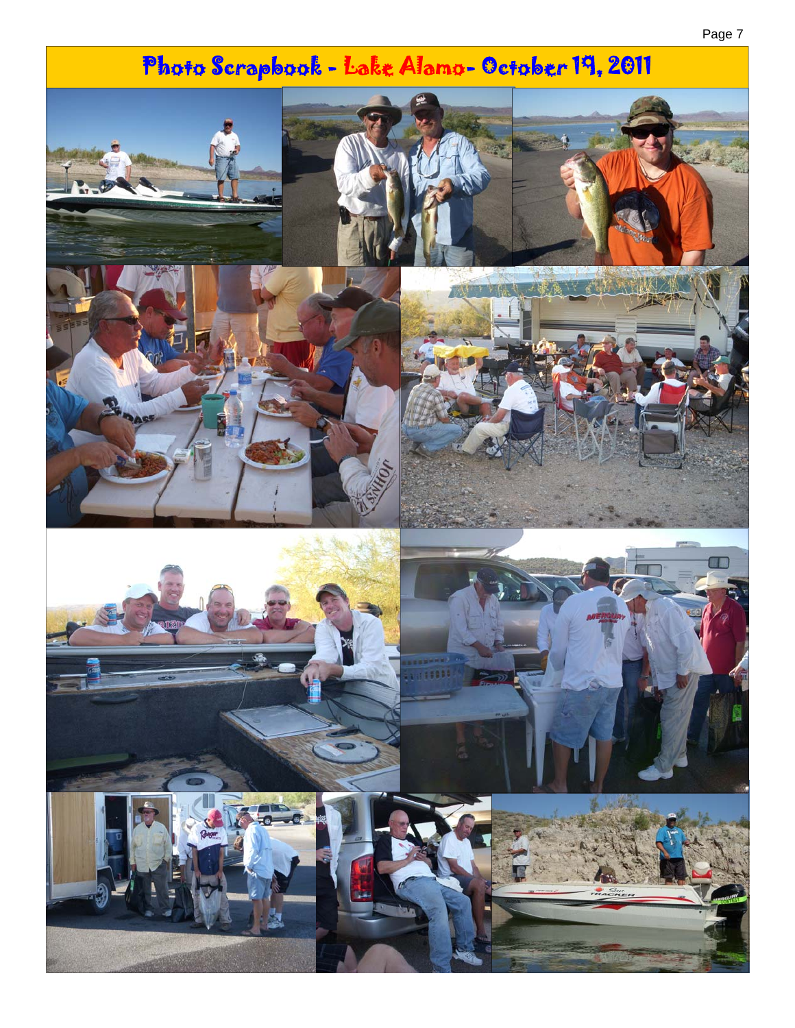# Photo Scrapbook - Lake Alamo- October 19, 2011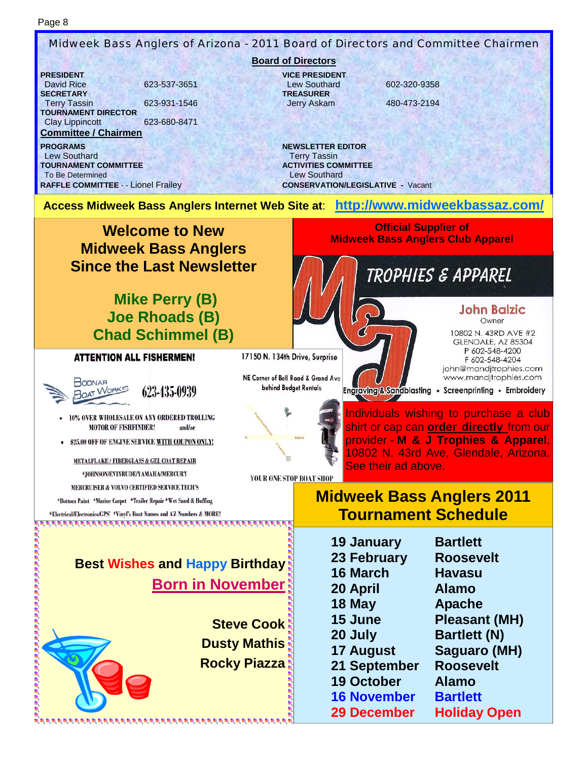## Midweek Bass Anglers of Arizona - 2011 Board of Directors and Committee Chairmen

### Board of Directors

**PRESIDENT**
David Rice 623-537-3651

**SECRETARY**
Terry Tassin 623-931-1546

**TOURNAMENT DIRECTOR**
Clay Lippincott 623-680-8471

**VICE PRESIDENT**
Lew Southard 602-320-9358

**TREASURER**
Jerry Askam 480-473-2194

### Committee / Chairmen

**PROGRAMS**
Lew Southard

**TOURNAMENT COMMITTEE**
To Be Determined

**RAFFLE COMMITTEE** - - Lionel Frailey

**NEWSLETTER EDITOR**
Terry Tassin

**ACTIVITIES COMMITTEE**
Lew Southard

**CONSERVATION/LEGISLATIVE** - Vacant

**Access Midweek Bass Anglers Internet Web Site at: http://www.midweekbassaz.com/**

## Welcome to New Midweek Bass Anglers Since the Last Newsletter

**Mike Perry (B)**
**Joe Rhoads (B)**
**Chad Schimmel (B)**

**Official Supplier of Midweek Bass Anglers Club Apparel**

TROPHIES & APPAREL

John Balzic
Owner
10802 N. 43RD AVE #2
GLENDALE, AZ 85304
P 602-548-4200
F 602-548-4204
john@mandjtrophies.com
www.mandjtrophies.com

Engraving & Sandblasting • Screenprinting • Embroidery

Individuals wishing to purchase a club shirt or cap can **order directly** from our provider - **M & J Trophies & Apparel**, 10802 N. 43rd Ave, Glendale, Arizona. See their ad above.

**ATTENTION ALL FISHERMEN!**

Bodnar Boat Works 623-435-0939

17150 N. 134th Drive, Surprise
NE Corner of Bell Road & Grand Ave behind Budget Rentals

- 10% OVER WHOLESALE ON ANY ORDERED TROLLING MOTOR OF FISHFINDER! and/or
- $25.00 OFF OF ENGINE SERVICE WITH COUPON ONLY!

METALFLAKE / FIBERGLASS & GEL COAT REPAIR
*JOHNSON/EVINRUDE/YAMAHA/MERCURY
MERCRUISER & VOLVO CERTIFIED SERVICE TECH'S
*Bottom Paint *Marine Carpet *Trailer Repair *Wet Sand & Buffing
*Electrical/Electronics/GPS' *Vinyl's Boat Names and AZ Numbers & MORE!

YOUR ONE STOP BOAT SHOP

**Best Wishes and Happy Birthday**
**Born in November**

**Steve Cook**
**Dusty Mathis**
**Rocky Piazza**

## Midweek Bass Anglers 2011 Tournament Schedule

| | |
|---|---|
| 19 January | Bartlett |
| 23 February | Roosevelt |
| 16 March | Havasu |
| 20 April | Alamo |
| 18 May | Apache |
| 15 June | Pleasant (MH) |
| 20 July | Bartlett (N) |
| 17 August | Saguaro (MH) |
| 21 September | Roosevelt |
| 19 October | Alamo |
| 16 November | Bartlett |
| 29 December | Holiday Open |